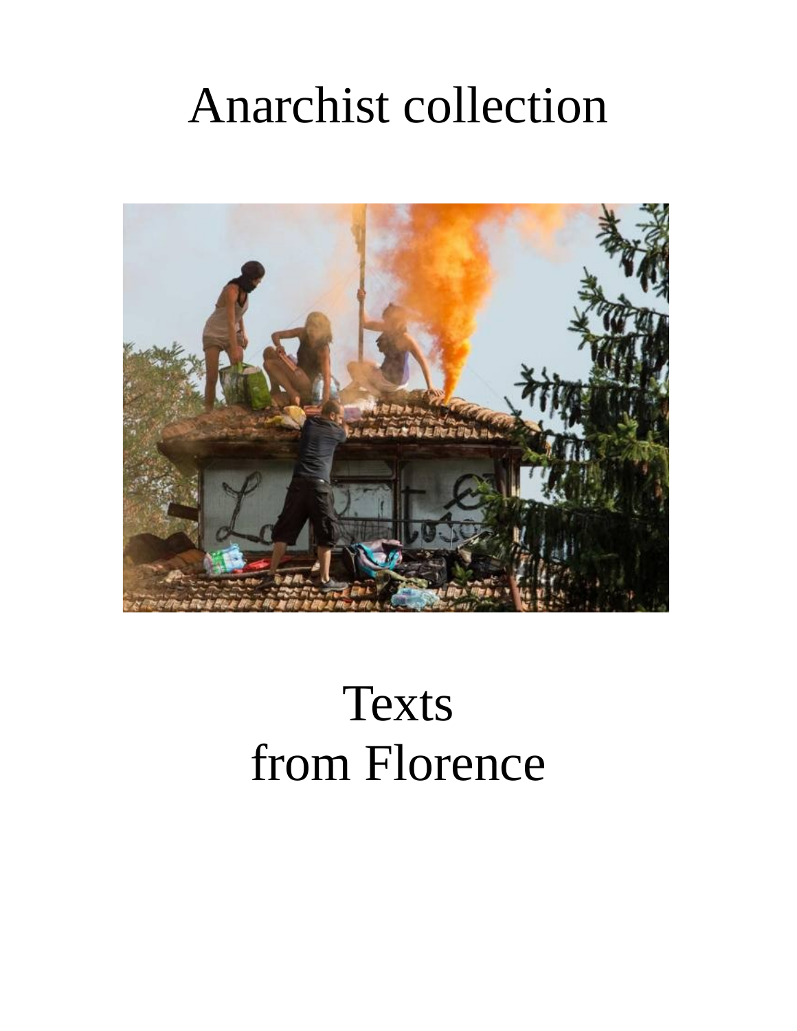# Anarchist collection

# Texts
# from Florence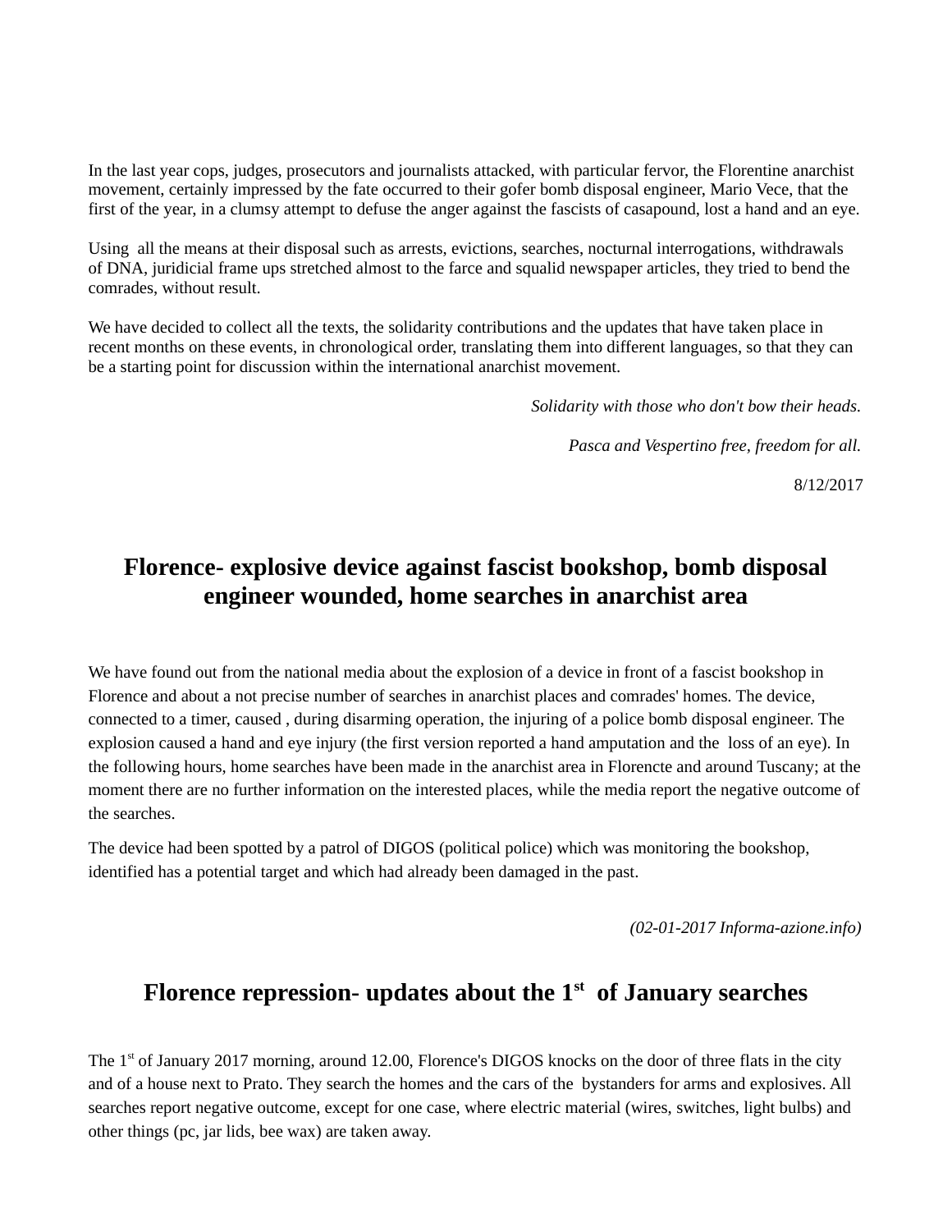In the last year cops, judges, prosecutors and journalists attacked, with particular fervor, the Florentine anarchist movement, certainly impressed by the fate occurred to their gofer bomb disposal engineer, Mario Vece, that the first of the year, in a clumsy attempt to defuse the anger against the fascists of casapound, lost a hand and an eye.

Using all the means at their disposal such as arrests, evictions, searches, nocturnal interrogations, withdrawals of DNA, juridicial frame ups stretched almost to the farce and squalid newspaper articles, they tried to bend the comrades, without result.

We have decided to collect all the texts, the solidarity contributions and the updates that have taken place in recent months on these events, in chronological order, translating them into different languages, so that they can be a starting point for discussion within the international anarchist movement.

*Solidarity with those who don't bow their heads.*

*Pasca and Vespertino free, freedom for all.*

8/12/2017

## Florence- explosive device against fascist bookshop, bomb disposal engineer wounded, home searches in anarchist area

We have found out from the national media about the explosion of a device in front of a fascist bookshop in Florence and about a not precise number of searches in anarchist places and comrades' homes. The device, connected to a timer, caused , during disarming operation, the injuring of a police bomb disposal engineer. The explosion caused a hand and eye injury (the first version reported a hand amputation and the loss of an eye). In the following hours, home searches have been made in the anarchist area in Florencte and around Tuscany; at the moment there are no further information on the interested places, while the media report the negative outcome of the searches.

The device had been spotted by a patrol of DIGOS (political police) which was monitoring the bookshop, identified has a potential target and which had already been damaged in the past.

*(02-01-2017 Informa-azione.info)*

## Florence repression- updates about the 1st of January searches

The 1st of January 2017 morning, around 12.00, Florence's DIGOS knocks on the door of three flats in the city and of a house next to Prato. They search the homes and the cars of the bystanders for arms and explosives. All searches report negative outcome, except for one case, where electric material (wires, switches, light bulbs) and other things (pc, jar lids, bee wax) are taken away.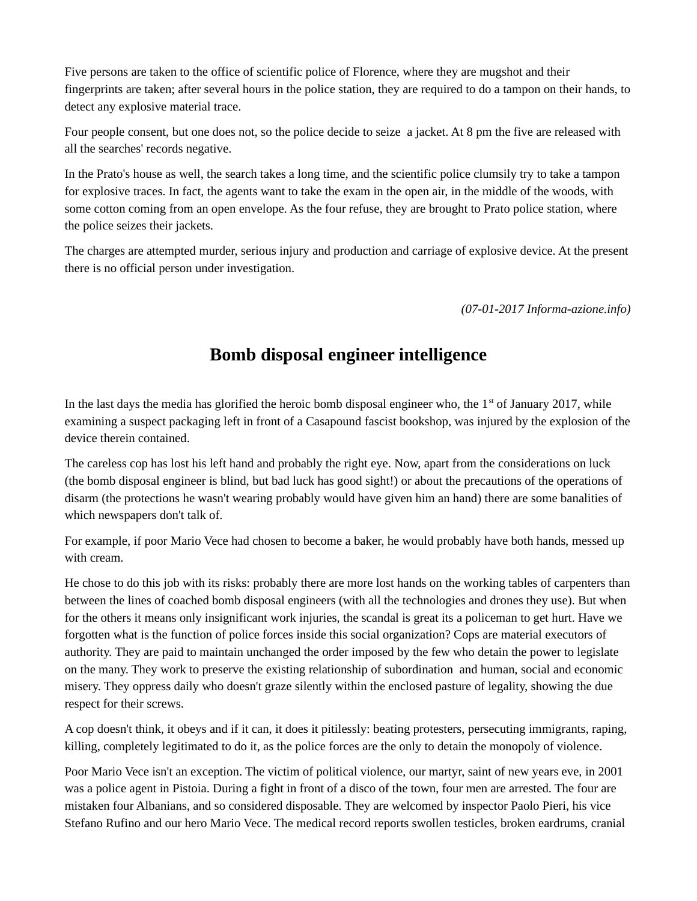Five persons are taken to the office of scientific police of Florence, where they are mugshot and their fingerprints are taken; after several hours in the police station, they are required to do a tampon on their hands, to detect any explosive material trace.

Four people consent, but one does not, so the police decide to seize a jacket. At 8 pm the five are released with all the searches' records negative.

In the Prato's house as well, the search takes a long time, and the scientific police clumsily try to take a tampon for explosive traces. In fact, the agents want to take the exam in the open air, in the middle of the woods, with some cotton coming from an open envelope. As the four refuse, they are brought to Prato police station, where the police seizes their jackets.

The charges are attempted murder, serious injury and production and carriage of explosive device. At the present there is no official person under investigation.

*(07-01-2017 Informa-azione.info)*

## Bomb disposal engineer intelligence

In the last days the media has glorified the heroic bomb disposal engineer who, the 1st of January 2017, while examining a suspect packaging left in front of a Casapound fascist bookshop, was injured by the explosion of the device therein contained.

The careless cop has lost his left hand and probably the right eye. Now, apart from the considerations on luck (the bomb disposal engineer is blind, but bad luck has good sight!) or about the precautions of the operations of disarm (the protections he wasn't wearing probably would have given him an hand) there are some banalities of which newspapers don't talk of.

For example, if poor Mario Vece had chosen to become a baker, he would probably have both hands, messed up with cream.

He chose to do this job with its risks: probably there are more lost hands on the working tables of carpenters than between the lines of coached bomb disposal engineers (with all the technologies and drones they use). But when for the others it means only insignificant work injuries, the scandal is great its a policeman to get hurt. Have we forgotten what is the function of police forces inside this social organization? Cops are material executors of authority. They are paid to maintain unchanged the order imposed by the few who detain the power to legislate on the many. They work to preserve the existing relationship of subordination and human, social and economic misery. They oppress daily who doesn't graze silently within the enclosed pasture of legality, showing the due respect for their screws.

A cop doesn't think, it obeys and if it can, it does it pitilessly: beating protesters, persecuting immigrants, raping, killing, completely legitimated to do it, as the police forces are the only to detain the monopoly of violence.

Poor Mario Vece isn't an exception. The victim of political violence, our martyr, saint of new years eve, in 2001 was a police agent in Pistoia. During a fight in front of a disco of the town, four men are arrested. The four are mistaken four Albanians, and so considered disposable. They are welcomed by inspector Paolo Pieri, his vice Stefano Rufino and our hero Mario Vece. The medical record reports swollen testicles, broken eardrums, cranial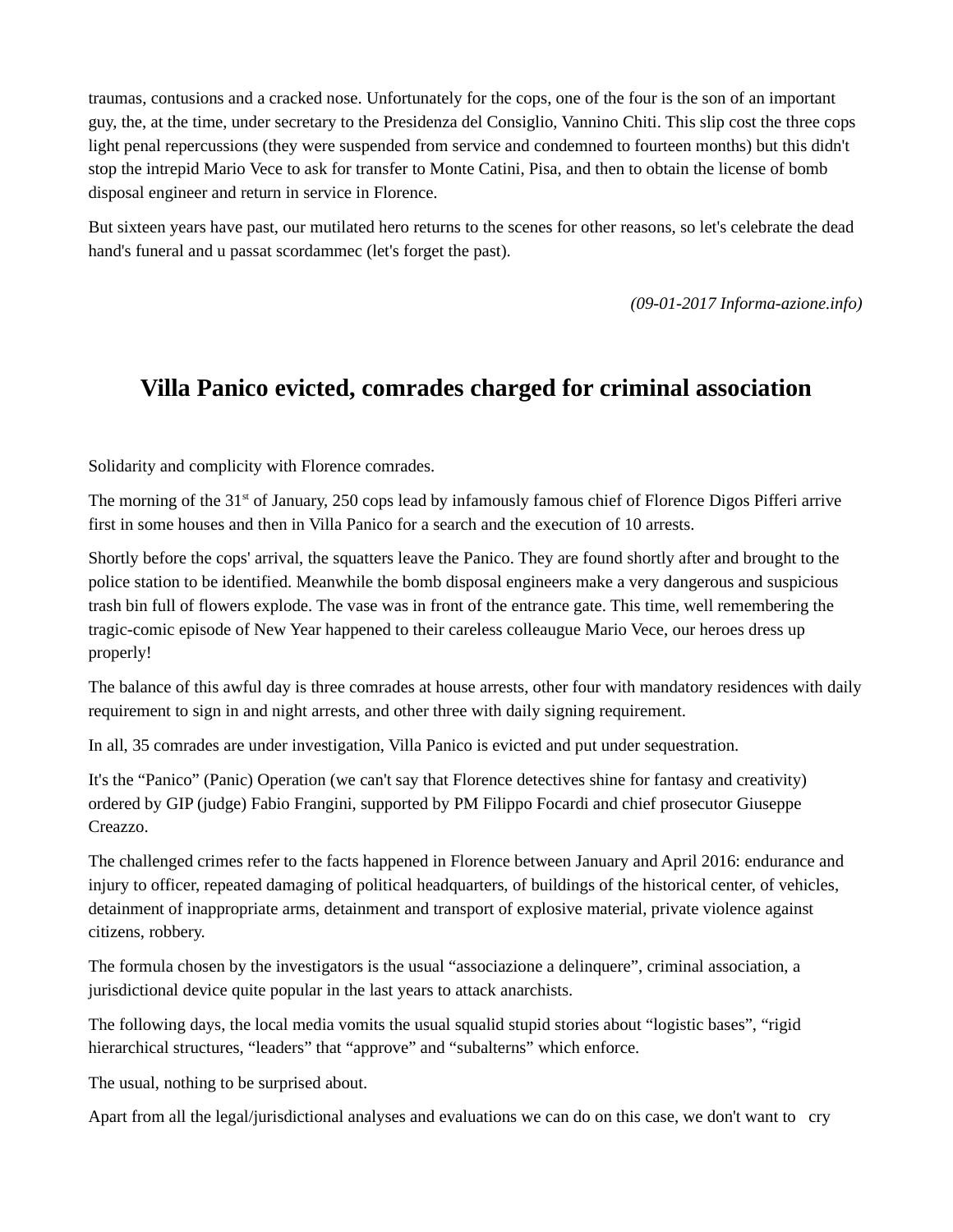traumas, contusions and a cracked nose. Unfortunately for the cops, one of the four is the son of an important guy, the, at the time, under secretary to the Presidenza del Consiglio, Vannino Chiti. This slip cost the three cops light penal repercussions (they were suspended from service and condemned to fourteen months) but this didn't stop the intrepid Mario Vece to ask for transfer to Monte Catini, Pisa, and then to obtain the license of bomb disposal engineer and return in service in Florence.

But sixteen years have past, our mutilated hero returns to the scenes for other reasons, so let's celebrate the dead hand's funeral and u passat scordammec (let's forget the past).

*(09-01-2017 Informa-azione.info)*

## Villa Panico evicted, comrades charged for criminal association

Solidarity and complicity with Florence comrades.

The morning of the 31st of January, 250 cops lead by infamously famous chief of Florence Digos Pifferi arrive first in some houses and then in Villa Panico for a search and the execution of 10 arrests.

Shortly before the cops' arrival, the squatters leave the Panico. They are found shortly after and brought to the police station to be identified. Meanwhile the bomb disposal engineers make a very dangerous and suspicious trash bin full of flowers explode. The vase was in front of the entrance gate. This time, well remembering the tragic-comic episode of New Year happened to their careless colleaugue Mario Vece, our heroes dress up properly!

The balance of this awful day is three comrades at house arrests, other four with mandatory residences with daily requirement to sign in and night arrests, and other three with daily signing requirement.

In all, 35 comrades are under investigation, Villa Panico is evicted and put under sequestration.

It's the “Panico” (Panic) Operation (we can't say that Florence detectives shine for fantasy and creativity) ordered by GIP (judge) Fabio Frangini, supported by PM Filippo Focardi and chief prosecutor Giuseppe Creazzo.

The challenged crimes refer to the facts happened in Florence between January and April 2016: endurance and injury to officer, repeated damaging of political headquarters, of buildings of the historical center, of vehicles, detainment of inappropriate arms, detainment and transport of explosive material, private violence against citizens, robbery.

The formula chosen by the investigators is the usual “associazione a delinquere”, criminal association, a jurisdictional device quite popular in the last years to attack anarchists.

The following days, the local media vomits the usual squalid stupid stories about “logistic bases”, “rigid hierarchical structures, “leaders” that “approve” and “subalterns” which enforce.

The usual, nothing to be surprised about.

Apart from all the legal/jurisdictional analyses and evaluations we can do on this case, we don't want to cry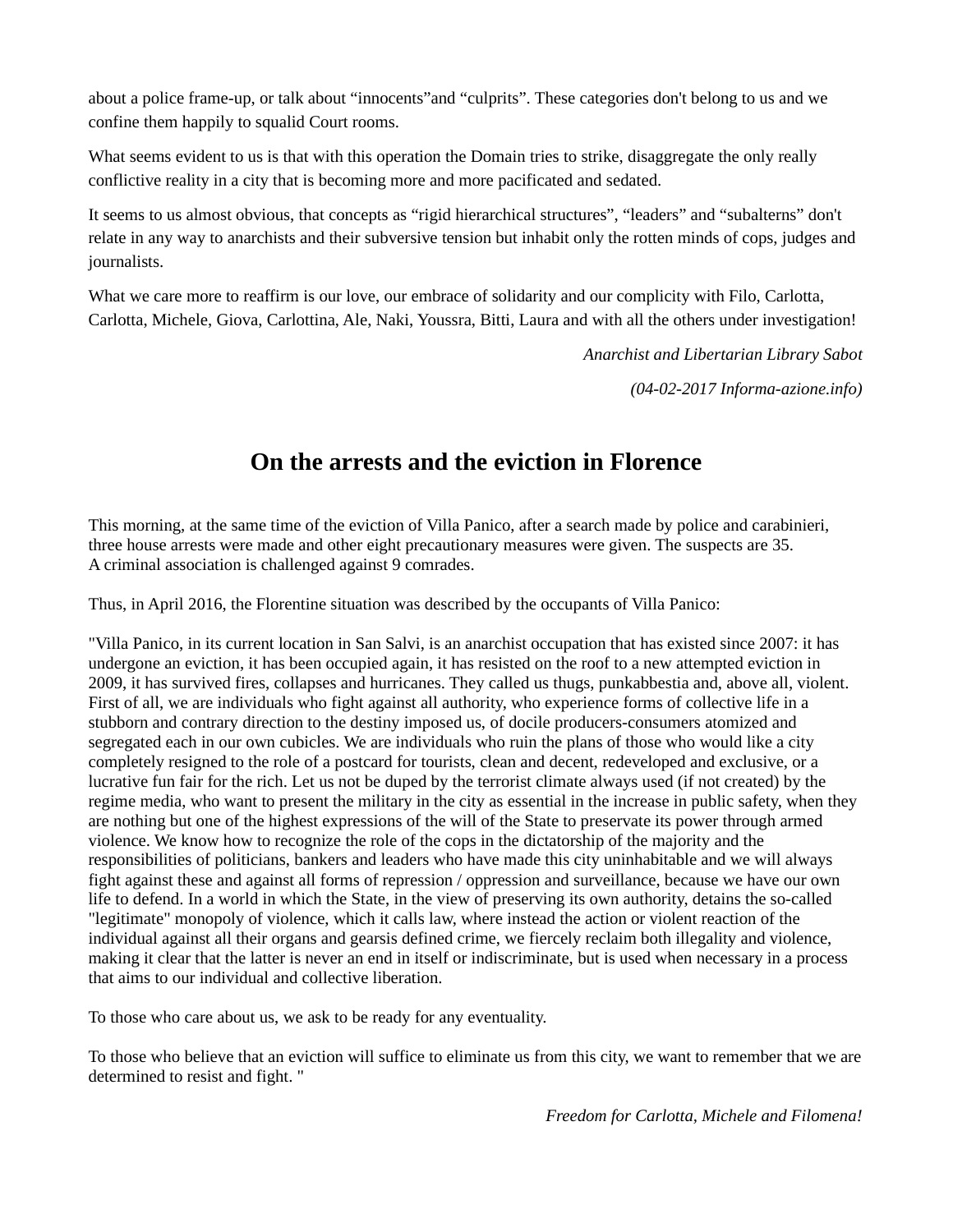about a police frame-up, or talk about “innocents”and “culprits”. These categories don't belong to us and we confine them happily to squalid Court rooms.

What seems evident to us is that with this operation the Domain tries to strike, disaggregate the only really conflictive reality in a city that is becoming more and more pacificated and sedated.

It seems to us almost obvious, that concepts as “rigid hierarchical structures”, “leaders” and “subalterns” don't relate in any way to anarchists and their subversive tension but inhabit only the rotten minds of cops, judges and journalists.

What we care more to reaffirm is our love, our embrace of solidarity and our complicity with Filo, Carlotta, Carlotta, Michele, Giova, Carlottina, Ale, Naki, Youssra, Bitti, Laura and with all the others under investigation!

*Anarchist and Libertarian Library Sabot*

*(04-02-2017 Informa-azione.info)*

## On the arrests and the eviction in Florence

This morning, at the same time of the eviction of Villa Panico, after a search made by police and carabinieri, three house arrests were made and other eight precautionary measures were given. The suspects are 35. A criminal association is challenged against 9 comrades.

Thus, in April 2016, the Florentine situation was described by the occupants of Villa Panico:

"Villa Panico, in its current location in San Salvi, is an anarchist occupation that has existed since 2007: it has undergone an eviction, it has been occupied again, it has resisted on the roof to a new attempted eviction in 2009, it has survived fires, collapses and hurricanes. They called us thugs, punkabbestia and, above all, violent. First of all, we are individuals who fight against all authority, who experience forms of collective life in a stubborn and contrary direction to the destiny imposed us, of docile producers-consumers atomized and segregated each in our own cubicles. We are individuals who ruin the plans of those who would like a city completely resigned to the role of a postcard for tourists, clean and decent, redeveloped and exclusive, or a lucrative fun fair for the rich. Let us not be duped by the terrorist climate always used (if not created) by the regime media, who want to present the military in the city as essential in the increase in public safety, when they are nothing but one of the highest expressions of the will of the State to preservate its power through armed violence. We know how to recognize the role of the cops in the dictatorship of the majority and the responsibilities of politicians, bankers and leaders who have made this city uninhabitable and we will always fight against these and against all forms of repression / oppression and surveillance, because we have our own life to defend. In a world in which the State, in the view of preserving its own authority, detains the so-called "legitimate" monopoly of violence, which it calls law, where instead the action or violent reaction of the individual against all their organs and gearsis defined crime, we fiercely reclaim both illegality and violence, making it clear that the latter is never an end in itself or indiscriminate, but is used when necessary in a process that aims to our individual and collective liberation.

To those who care about us, we ask to be ready for any eventuality.

To those who believe that an eviction will suffice to eliminate us from this city, we want to remember that we are determined to resist and fight. "

*Freedom for Carlotta, Michele and Filomena!*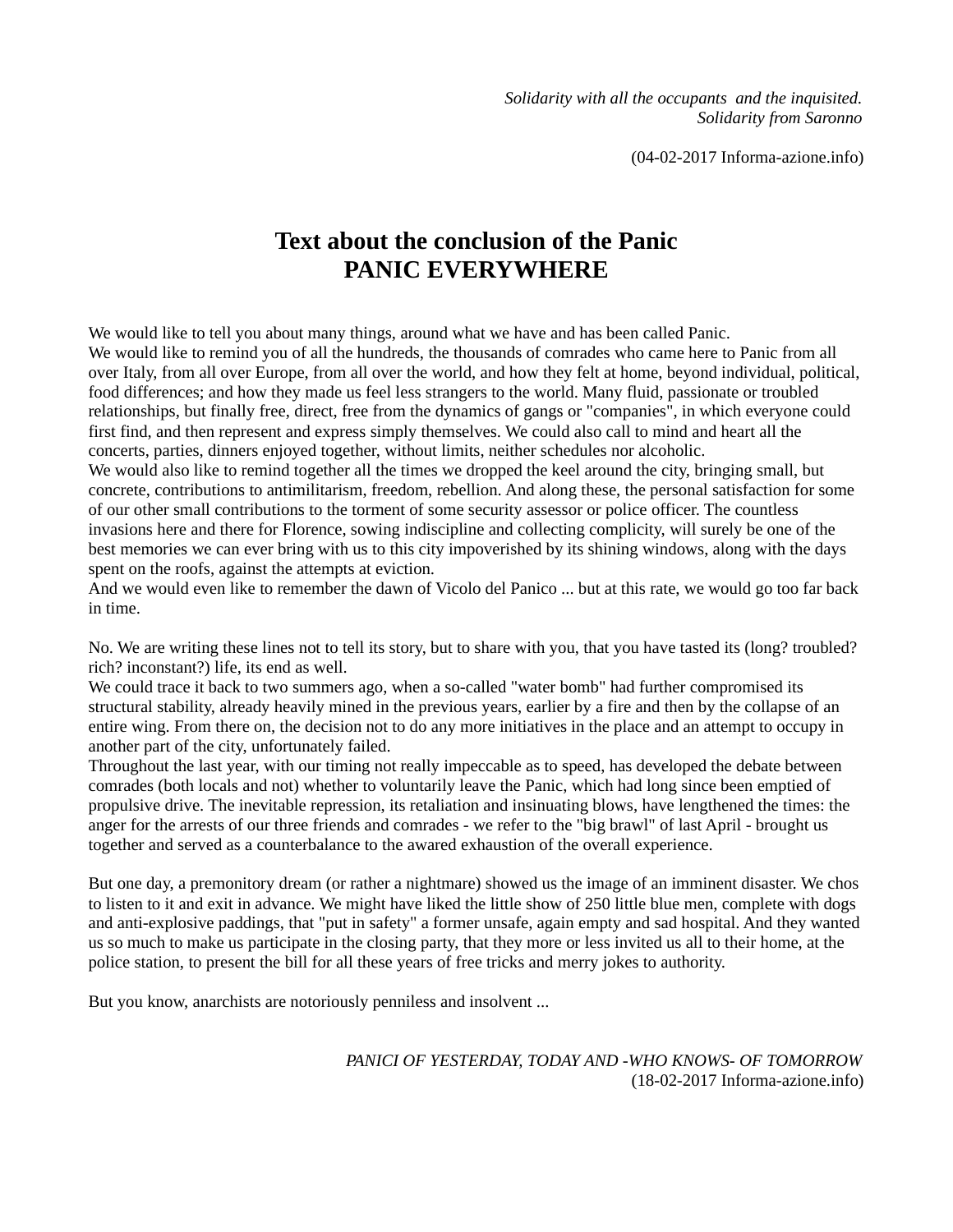*Solidarity with all the occupants and the inquisited.*
*Solidarity from Saronno*

(04-02-2017 Informa-azione.info)

# Text about the conclusion of the Panic
# PANIC EVERYWHERE

We would like to tell you about many things, around what we have and has been called Panic.
We would like to remind you of all the hundreds, the thousands of comrades who came here to Panic from all over Italy, from all over Europe, from all over the world, and how they felt at home, beyond individual, political, food differences; and how they made us feel less strangers to the world. Many fluid, passionate or troubled relationships, but finally free, direct, free from the dynamics of gangs or "companies", in which everyone could first find, and then represent and express simply themselves. We could also call to mind and heart all the concerts, parties, dinners enjoyed together, without limits, neither schedules nor alcoholic.
We would also like to remind together all the times we dropped the keel around the city, bringing small, but concrete, contributions to antimilitarism, freedom, rebellion. And along these, the personal satisfaction for some of our other small contributions to the torment of some security assessor or police officer. The countless invasions here and there for Florence, sowing indiscipline and collecting complicity, will surely be one of the best memories we can ever bring with us to this city impoverished by its shining windows, along with the days spent on the roofs, against the attempts at eviction.
And we would even like to remember the dawn of Vicolo del Panico ... but at this rate, we would go too far back in time.

No. We are writing these lines not to tell its story, but to share with you, that you have tasted its (long? troubled? rich? inconstant?) life, its end as well.
We could trace it back to two summers ago, when a so-called "water bomb" had further compromised its structural stability, already heavily mined in the previous years, earlier by a fire and then by the collapse of an entire wing. From there on, the decision not to do any more initiatives in the place and an attempt to occupy in another part of the city, unfortunately failed.
Throughout the last year, with our timing not really impeccable as to speed, has developed the debate between comrades (both locals and not) whether to voluntarily leave the Panic, which had long since been emptied of propulsive drive. The inevitable repression, its retaliation and insinuating blows, have lengthened the times: the anger for the arrests of our three friends and comrades - we refer to the "big brawl" of last April - brought us together and served as a counterbalance to the awared exhaustion of the overall experience.

But one day, a premonitory dream (or rather a nightmare) showed us the image of an imminent disaster. We chos to listen to it and exit in advance. We might have liked the little show of 250 little blue men, complete with dogs and anti-explosive paddings, that "put in safety" a former unsafe, again empty and sad hospital. And they wanted us so much to make us participate in the closing party, that they more or less invited us all to their home, at the police station, to present the bill for all these years of free tricks and merry jokes to authority.

But you know, anarchists are notoriously penniless and insolvent ...

*PANICI OF YESTERDAY, TODAY AND -WHO KNOWS- OF TOMORROW*
(18-02-2017 Informa-azione.info)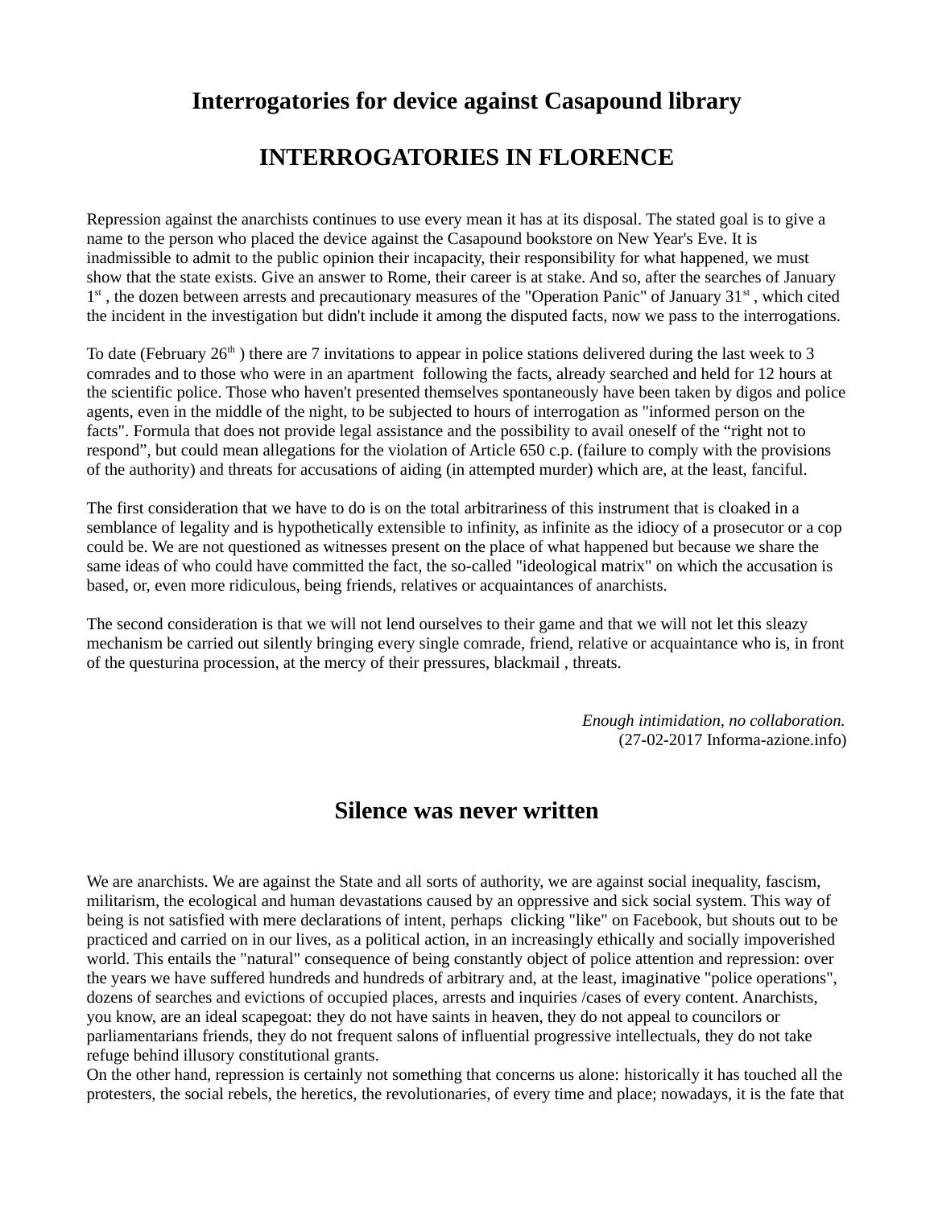## Interrogatories for device against Casapound library

## INTERROGATORIES IN FLORENCE

Repression against the anarchists continues to use every mean it has at its disposal. The stated goal is to give a name to the person who placed the device against the Casapound bookstore on New Year's Eve. It is inadmissible to admit to the public opinion their incapacity, their responsibility for what happened, we must show that the state exists. Give an answer to Rome, their career is at stake. And so, after the searches of January 1st , the dozen between arrests and precautionary measures of the "Operation Panic" of January 31st , which cited the incident in the investigation but didn't include it among the disputed facts, now we pass to the interrogations.

To date (February 26th ) there are 7 invitations to appear in police stations delivered during the last week to 3 comrades and to those who were in an apartment following the facts, already searched and held for 12 hours at the scientific police. Those who haven't presented themselves spontaneously have been taken by digos and police agents, even in the middle of the night, to be subjected to hours of interrogation as "informed person on the facts". Formula that does not provide legal assistance and the possibility to avail oneself of the “right not to respond”, but could mean allegations for the violation of Article 650 c.p. (failure to comply with the provisions of the authority) and threats for accusations of aiding (in attempted murder) which are, at the least, fanciful.

The first consideration that we have to do is on the total arbitrariness of this instrument that is cloaked in a semblance of legality and is hypothetically extensible to infinity, as infinite as the idiocy of a prosecutor or a cop could be. We are not questioned as witnesses present on the place of what happened but because we share the same ideas of who could have committed the fact, the so-called "ideological matrix" on which the accusation is based, or, even more ridiculous, being friends, relatives or acquaintances of anarchists.

The second consideration is that we will not lend ourselves to their game and that we will not let this sleazy mechanism be carried out silently bringing every single comrade, friend, relative or acquaintance who is, in front of the questurina procession, at the mercy of their pressures, blackmail , threats.

*Enough intimidation, no collaboration.*
(27-02-2017 Informa-azione.info)

## Silence was never written

We are anarchists. We are against the State and all sorts of authority, we are against social inequality, fascism, militarism, the ecological and human devastations caused by an oppressive and sick social system. This way of being is not satisfied with mere declarations of intent, perhaps clicking "like" on Facebook, but shouts out to be practiced and carried on in our lives, as a political action, in an increasingly ethically and socially impoverished world. This entails the "natural" consequence of being constantly object of police attention and repression: over the years we have suffered hundreds and hundreds of arbitrary and, at the least, imaginative "police operations", dozens of searches and evictions of occupied places, arrests and inquiries /cases of every content. Anarchists, you know, are an ideal scapegoat: they do not have saints in heaven, they do not appeal to councilors or parliamentarians friends, they do not frequent salons of influential progressive intellectuals, they do not take refuge behind illusory constitutional grants.
On the other hand, repression is certainly not something that concerns us alone: historically it has touched all the protesters, the social rebels, the heretics, the revolutionaries, of every time and place; nowadays, it is the fate that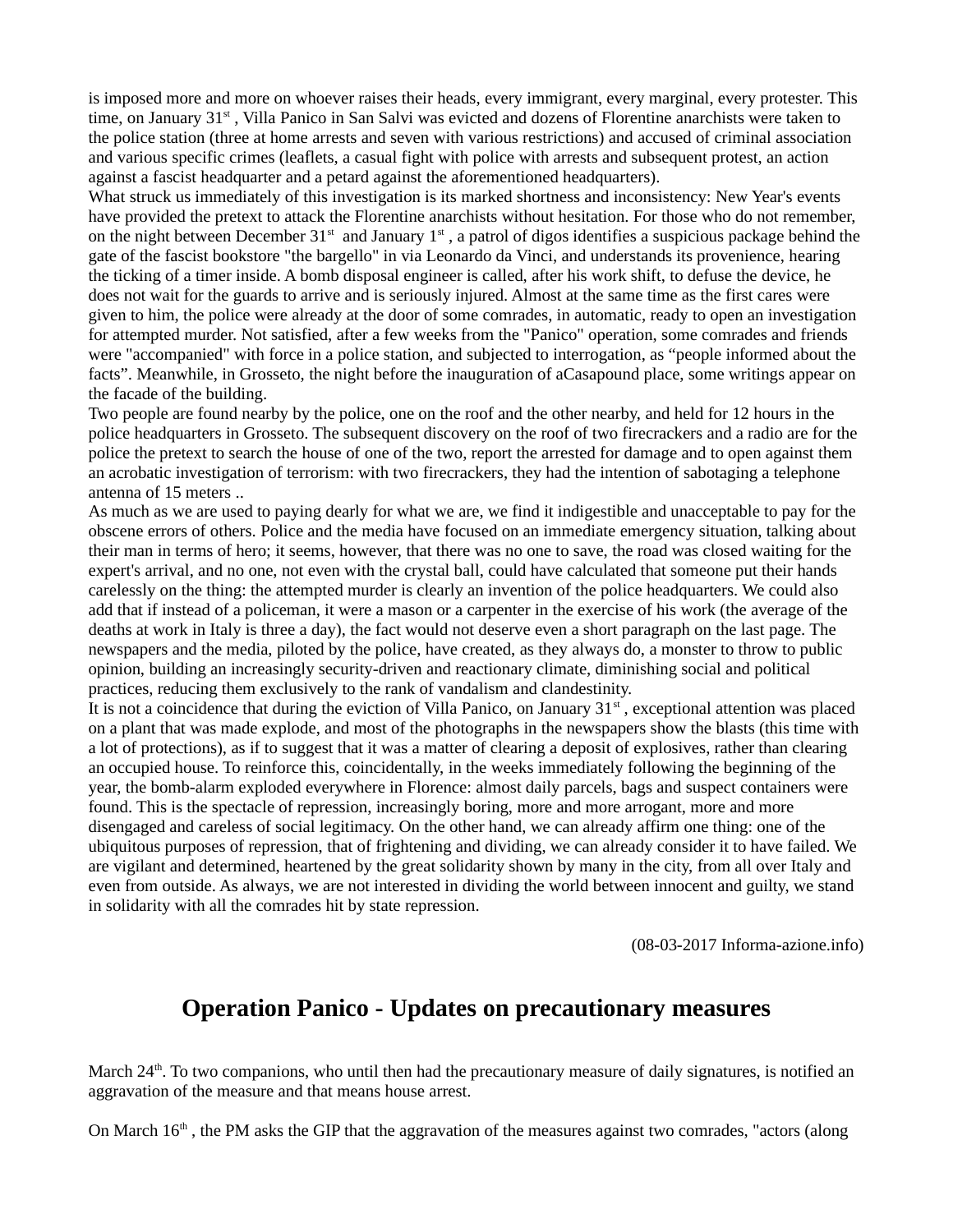is imposed more and more on whoever raises their heads, every immigrant, every marginal, every protester. This time, on January 31st , Villa Panico in San Salvi was evicted and dozens of Florentine anarchists were taken to the police station (three at home arrests and seven with various restrictions) and accused of criminal association and various specific crimes (leaflets, a casual fight with police with arrests and subsequent protest, an action against a fascist headquarter and a petard against the aforementioned headquarters).

What struck us immediately of this investigation is its marked shortness and inconsistency: New Year's events have provided the pretext to attack the Florentine anarchists without hesitation. For those who do not remember, on the night between December 31st and January 1st , a patrol of digos identifies a suspicious package behind the gate of the fascist bookstore "the bargello" in via Leonardo da Vinci, and understands its provenience, hearing the ticking of a timer inside. A bomb disposal engineer is called, after his work shift, to defuse the device, he does not wait for the guards to arrive and is seriously injured. Almost at the same time as the first cares were given to him, the police were already at the door of some comrades, in automatic, ready to open an investigation for attempted murder. Not satisfied, after a few weeks from the "Panico" operation, some comrades and friends were "accompanied" with force in a police station, and subjected to interrogation, as "people informed about the facts". Meanwhile, in Grosseto, the night before the inauguration of aCasapound place, some writings appear on the facade of the building.

Two people are found nearby by the police, one on the roof and the other nearby, and held for 12 hours in the police headquarters in Grosseto. The subsequent discovery on the roof of two firecrackers and a radio are for the police the pretext to search the house of one of the two, report the arrested for damage and to open against them an acrobatic investigation of terrorism: with two firecrackers, they had the intention of sabotaging a telephone antenna of 15 meters ..

As much as we are used to paying dearly for what we are, we find it indigestible and unacceptable to pay for the obscene errors of others. Police and the media have focused on an immediate emergency situation, talking about their man in terms of hero; it seems, however, that there was no one to save, the road was closed waiting for the expert's arrival, and no one, not even with the crystal ball, could have calculated that someone put their hands carelessly on the thing: the attempted murder is clearly an invention of the police headquarters. We could also add that if instead of a policeman, it were a mason or a carpenter in the exercise of his work (the average of the deaths at work in Italy is three a day), the fact would not deserve even a short paragraph on the last page. The newspapers and the media, piloted by the police, have created, as they always do, a monster to throw to public opinion, building an increasingly security-driven and reactionary climate, diminishing social and political practices, reducing them exclusively to the rank of vandalism and clandestinity.

It is not a coincidence that during the eviction of Villa Panico, on January 31st , exceptional attention was placed on a plant that was made explode, and most of the photographs in the newspapers show the blasts (this time with a lot of protections), as if to suggest that it was a matter of clearing a deposit of explosives, rather than clearing an occupied house. To reinforce this, coincidentally, in the weeks immediately following the beginning of the year, the bomb-alarm exploded everywhere in Florence: almost daily parcels, bags and suspect containers were found. This is the spectacle of repression, increasingly boring, more and more arrogant, more and more disengaged and careless of social legitimacy. On the other hand, we can already affirm one thing: one of the ubiquitous purposes of repression, that of frightening and dividing, we can already consider it to have failed. We are vigilant and determined, heartened by the great solidarity shown by many in the city, from all over Italy and even from outside. As always, we are not interested in dividing the world between innocent and guilty, we stand in solidarity with all the comrades hit by state repression.

(08-03-2017 Informa-azione.info)

## Operation Panico - Updates on precautionary measures

March 24th. To two companions, who until then had the precautionary measure of daily signatures, is notified an aggravation of the measure and that means house arrest.

On March 16th , the PM asks the GIP that the aggravation of the measures against two comrades, "actors (along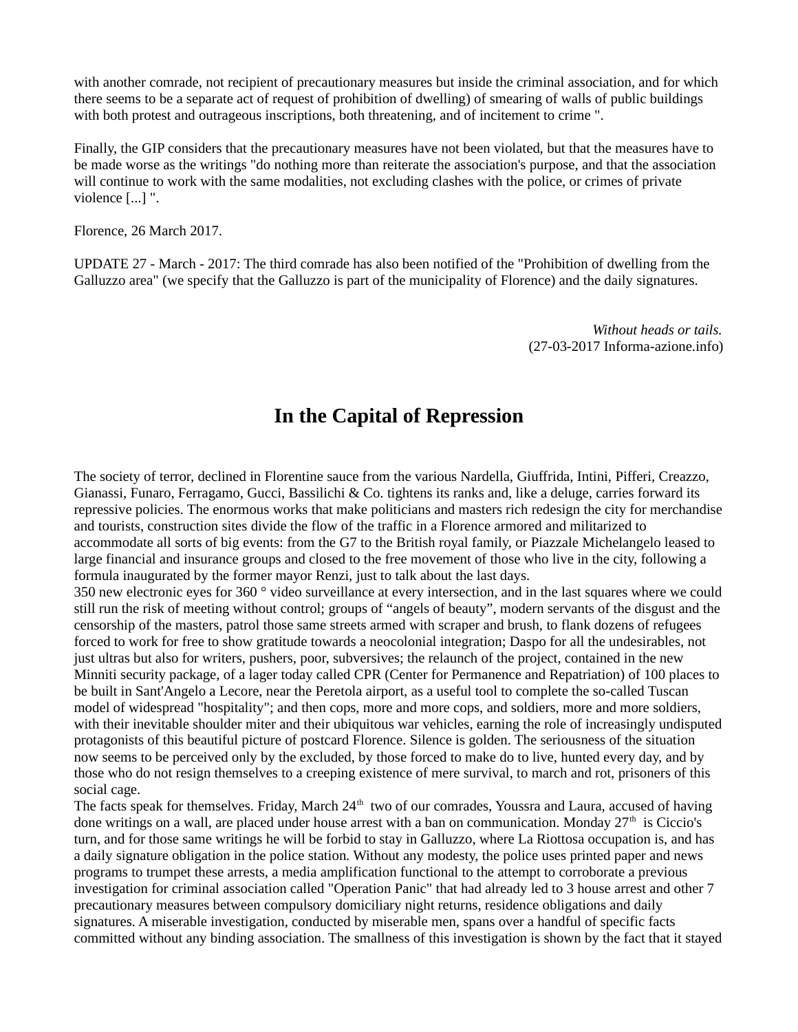with another comrade, not recipient of precautionary measures but inside the criminal association, and for which there seems to be a separate act of request of prohibition of dwelling) of smearing of walls of public buildings with both protest and outrageous inscriptions, both threatening, and of incitement to crime ".

Finally, the GIP considers that the precautionary measures have not been violated, but that the measures have to be made worse as the writings "do nothing more than reiterate the association's purpose, and that the association will continue to work with the same modalities, not excluding clashes with the police, or crimes of private violence [...] ".

Florence, 26 March 2017.

UPDATE 27 - March - 2017: The third comrade has also been notified of the "Prohibition of dwelling from the Galluzzo area" (we specify that the Galluzzo is part of the municipality of Florence) and the daily signatures.

*Without heads or tails.*
(27-03-2017 Informa-azione.info)

## In the Capital of Repression

The society of terror, declined in Florentine sauce from the various Nardella, Giuffrida, Intini, Pifferi, Creazzo, Gianassi, Funaro, Ferragamo, Gucci, Bassilichi & Co. tightens its ranks and, like a deluge, carries forward its repressive policies. The enormous works that make politicians and masters rich redesign the city for merchandise and tourists, construction sites divide the flow of the traffic in a Florence armored and militarized to accommodate all sorts of big events: from the G7 to the British royal family, or Piazzale Michelangelo leased to large financial and insurance groups and closed to the free movement of those who live in the city, following a formula inaugurated by the former mayor Renzi, just to talk about the last days.
350 new electronic eyes for 360 ° video surveillance at every intersection, and in the last squares where we could still run the risk of meeting without control; groups of "angels of beauty", modern servants of the disgust and the censorship of the masters, patrol those same streets armed with scraper and brush, to flank dozens of refugees forced to work for free to show gratitude towards a neocolonial integration; Daspo for all the undesirables, not just ultras but also for writers, pushers, poor, subversives; the relaunch of the project, contained in the new Minniti security package, of a lager today called CPR (Center for Permanence and Repatriation) of 100 places to be built in Sant'Angelo a Lecore, near the Peretola airport, as a useful tool to complete the so-called Tuscan model of widespread "hospitality"; and then cops, more and more cops, and soldiers, more and more soldiers, with their inevitable shoulder miter and their ubiquitous war vehicles, earning the role of increasingly undisputed protagonists of this beautiful picture of postcard Florence. Silence is golden. The seriousness of the situation now seems to be perceived only by the excluded, by those forced to make do to live, hunted every day, and by those who do not resign themselves to a creeping existence of mere survival, to march and rot, prisoners of this social cage.
The facts speak for themselves. Friday, March 24th two of our comrades, Youssra and Laura, accused of having done writings on a wall, are placed under house arrest with a ban on communication. Monday 27th is Ciccio's turn, and for those same writings he will be forbid to stay in Galluzzo, where La Riottosa occupation is, and has a daily signature obligation in the police station. Without any modesty, the police uses printed paper and news programs to trumpet these arrests, a media amplification functional to the attempt to corroborate a previous investigation for criminal association called "Operation Panic" that had already led to 3 house arrest and other 7 precautionary measures between compulsory domiciliary night returns, residence obligations and daily signatures. A miserable investigation, conducted by miserable men, spans over a handful of specific facts committed without any binding association. The smallness of this investigation is shown by the fact that it stayed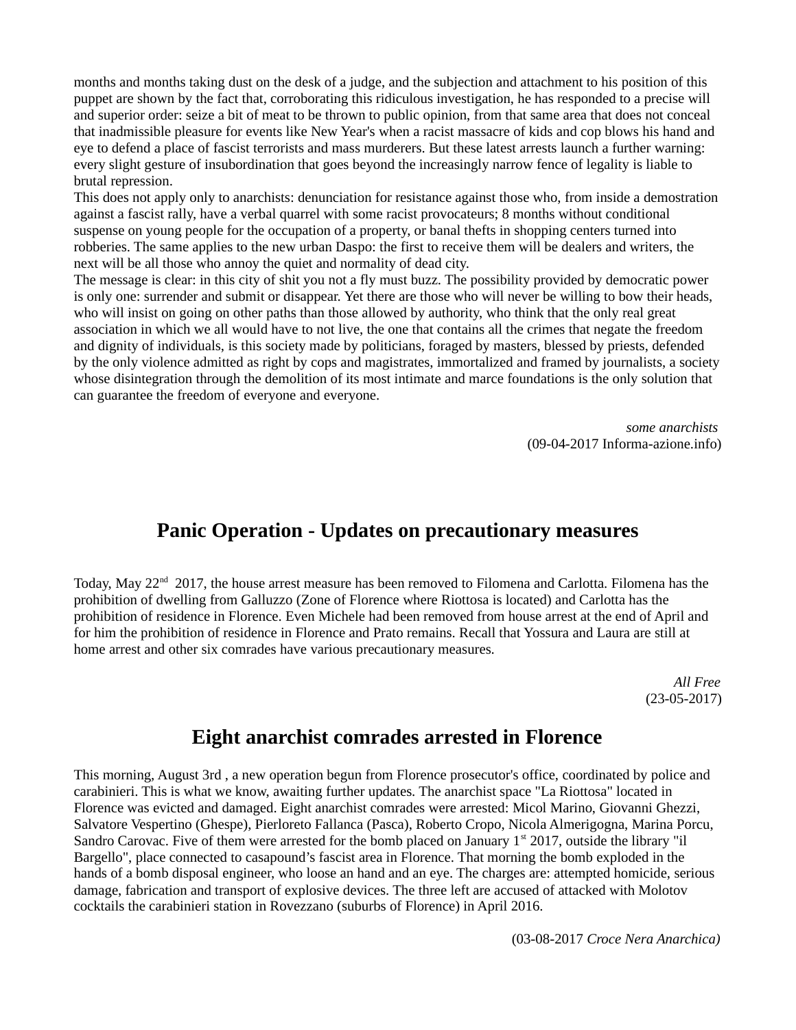months and months taking dust on the desk of a judge, and the subjection and attachment to his position of this puppet are shown by the fact that, corroborating this ridiculous investigation, he has responded to a precise will and superior order: seize a bit of meat to be thrown to public opinion, from that same area that does not conceal that inadmissible pleasure for events like New Year's when a racist massacre of kids and cop blows his hand and eye to defend a place of fascist terrorists and mass murderers. But these latest arrests launch a further warning: every slight gesture of insubordination that goes beyond the increasingly narrow fence of legality is liable to brutal repression.

This does not apply only to anarchists: denunciation for resistance against those who, from inside a demostration against a fascist rally, have a verbal quarrel with some racist provocateurs; 8 months without conditional suspense on young people for the occupation of a property, or banal thefts in shopping centers turned into robberies. The same applies to the new urban Daspo: the first to receive them will be dealers and writers, the next will be all those who annoy the quiet and normality of dead city.

The message is clear: in this city of shit you not a fly must buzz. The possibility provided by democratic power is only one: surrender and submit or disappear. Yet there are those who will never be willing to bow their heads, who will insist on going on other paths than those allowed by authority, who think that the only real great association in which we all would have to not live, the one that contains all the crimes that negate the freedom and dignity of individuals, is this society made by politicians, foraged by masters, blessed by priests, defended by the only violence admitted as right by cops and magistrates, immortalized and framed by journalists, a society whose disintegration through the demolition of its most intimate and marce foundations is the only solution that can guarantee the freedom of everyone and everyone.

*some anarchists*
(09-04-2017 Informa-azione.info)

## Panic Operation - Updates on precautionary measures

Today, May 22nd 2017, the house arrest measure has been removed to Filomena and Carlotta. Filomena has the prohibition of dwelling from Galluzzo (Zone of Florence where Riottosa is located) and Carlotta has the prohibition of residence in Florence. Even Michele had been removed from house arrest at the end of April and for him the prohibition of residence in Florence and Prato remains. Recall that Yossura and Laura are still at home arrest and other six comrades have various precautionary measures.

*All Free*
(23-05-2017)

## Eight anarchist comrades arrested in Florence

This morning, August 3rd , a new operation begun from Florence prosecutor's office, coordinated by police and carabinieri. This is what we know, awaiting further updates. The anarchist space "La Riottosa" located in Florence was evicted and damaged. Eight anarchist comrades were arrested: Micol Marino, Giovanni Ghezzi, Salvatore Vespertino (Ghespe), Pierloreto Fallanca (Pasca), Roberto Cropo, Nicola Almerigogna, Marina Porcu, Sandro Carovac. Five of them were arrested for the bomb placed on January 1st 2017, outside the library "il Bargello", place connected to casapound's fascist area in Florence. That morning the bomb exploded in the hands of a bomb disposal engineer, who loose an hand and an eye. The charges are: attempted homicide, serious damage, fabrication and transport of explosive devices. The three left are accused of attacked with Molotov cocktails the carabinieri station in Rovezzano (suburbs of Florence) in April 2016.

(03-08-2017 *Croce Nera Anarchica)*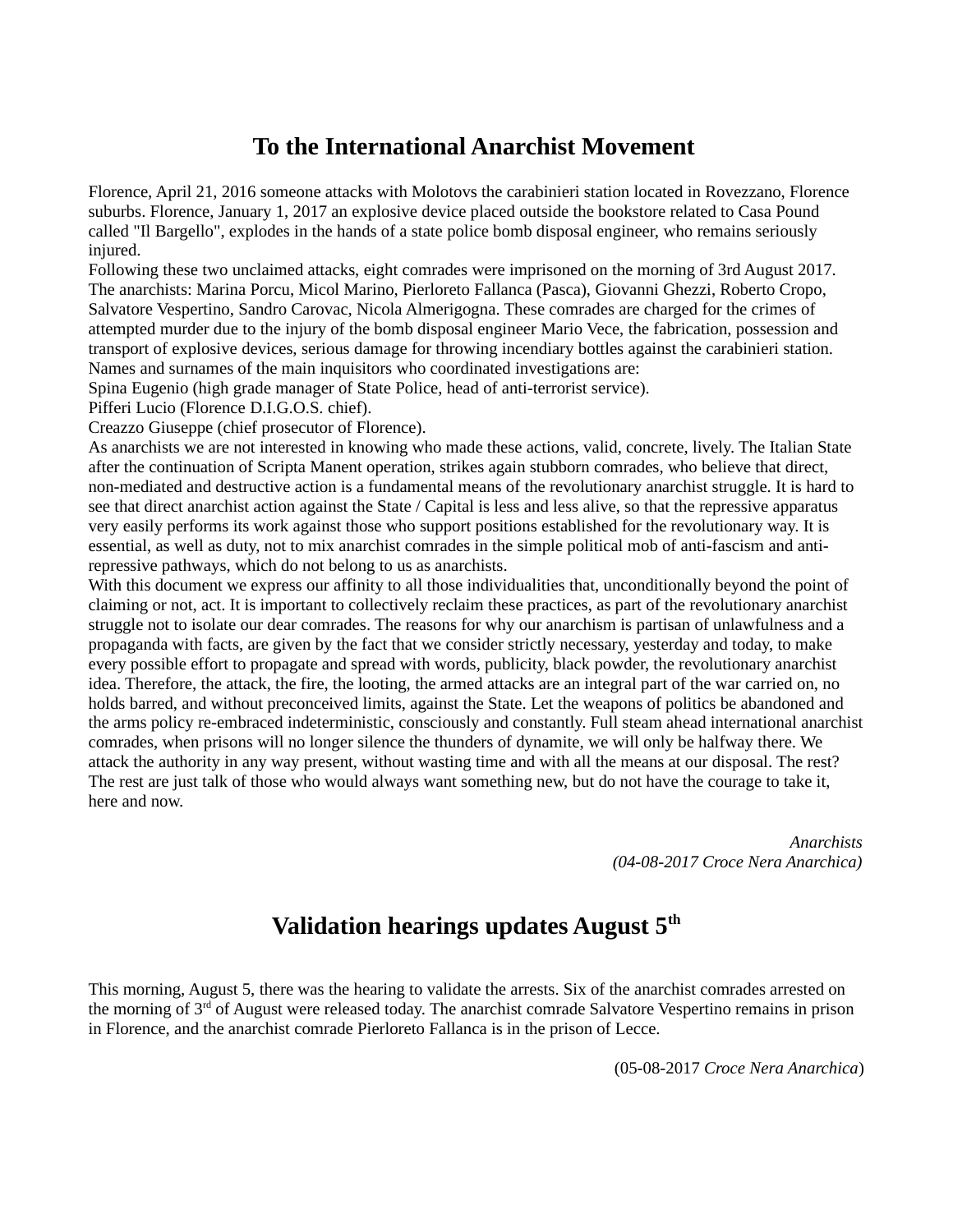# To the International Anarchist Movement

Florence, April 21, 2016 someone attacks with Molotovs the carabinieri station located in Rovezzano, Florence suburbs. Florence, January 1, 2017 an explosive device placed outside the bookstore related to Casa Pound called "Il Bargello", explodes in the hands of a state police bomb disposal engineer, who remains seriously injured.

Following these two unclaimed attacks, eight comrades were imprisoned on the morning of 3rd August 2017. The anarchists: Marina Porcu, Micol Marino, Pierloreto Fallanca (Pasca), Giovanni Ghezzi, Roberto Cropo, Salvatore Vespertino, Sandro Carovac, Nicola Almerigogna. These comrades are charged for the crimes of attempted murder due to the injury of the bomb disposal engineer Mario Vece, the fabrication, possession and transport of explosive devices, serious damage for throwing incendiary bottles against the carabinieri station. Names and surnames of the main inquisitors who coordinated investigations are:

Spina Eugenio (high grade manager of State Police, head of anti-terrorist service).

Pifferi Lucio (Florence D.I.G.O.S. chief).

Creazzo Giuseppe (chief prosecutor of Florence).

As anarchists we are not interested in knowing who made these actions, valid, concrete, lively. The Italian State after the continuation of Scripta Manent operation, strikes again stubborn comrades, who believe that direct, non-mediated and destructive action is a fundamental means of the revolutionary anarchist struggle. It is hard to see that direct anarchist action against the State / Capital is less and less alive, so that the repressive apparatus very easily performs its work against those who support positions established for the revolutionary way. It is essential, as well as duty, not to mix anarchist comrades in the simple political mob of anti-fascism and anti-repressive pathways, which do not belong to us as anarchists.

With this document we express our affinity to all those individualities that, unconditionally beyond the point of claiming or not, act. It is important to collectively reclaim these practices, as part of the revolutionary anarchist struggle not to isolate our dear comrades. The reasons for why our anarchism is partisan of unlawfulness and a propaganda with facts, are given by the fact that we consider strictly necessary, yesterday and today, to make every possible effort to propagate and spread with words, publicity, black powder, the revolutionary anarchist idea. Therefore, the attack, the fire, the looting, the armed attacks are an integral part of the war carried on, no holds barred, and without preconceived limits, against the State. Let the weapons of politics be abandoned and the arms policy re-embraced indeterministic, consciously and constantly. Full steam ahead international anarchist comrades, when prisons will no longer silence the thunders of dynamite, we will only be halfway there. We attack the authority in any way present, without wasting time and with all the means at our disposal. The rest? The rest are just talk of those who would always want something new, but do not have the courage to take it, here and now.

*Anarchists*
*(04-08-2017 Croce Nera Anarchica)*

# Validation hearings updates August 5th

This morning, August 5, there was the hearing to validate the arrests. Six of the anarchist comrades arrested on the morning of 3rd of August were released today. The anarchist comrade Salvatore Vespertino remains in prison in Florence, and the anarchist comrade Pierloreto Fallanca is in the prison of Lecce.

(05-08-2017 *Croce Nera Anarchica*)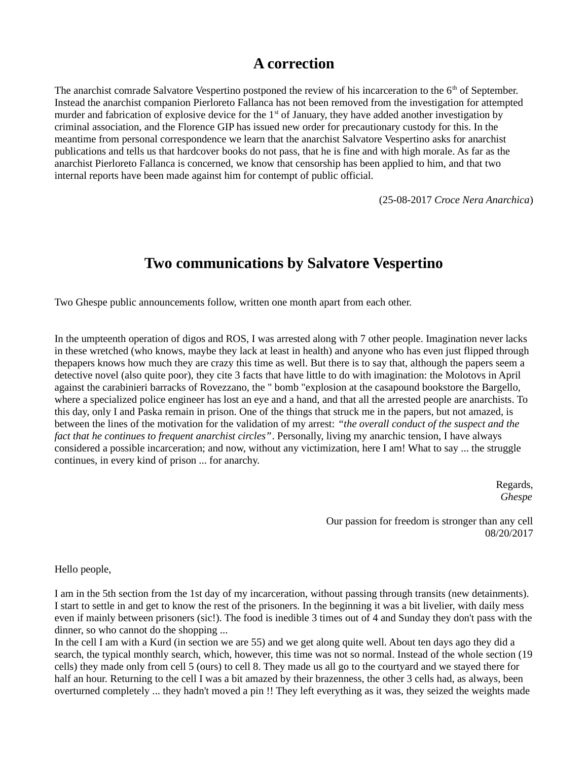## A correction

The anarchist comrade Salvatore Vespertino postponed the review of his incarceration to the 6th of September. Instead the anarchist companion Pierloreto Fallanca has not been removed from the investigation for attempted murder and fabrication of explosive device for the 1st of January, they have added another investigation by criminal association, and the Florence GIP has issued new order for precautionary custody for this. In the meantime from personal correspondence we learn that the anarchist Salvatore Vespertino asks for anarchist publications and tells us that hardcover books do not pass, that he is fine and with high morale. As far as the anarchist Pierloreto Fallanca is concerned, we know that censorship has been applied to him, and that two internal reports have been made against him for contempt of public official.

(25-08-2017 *Croce Nera Anarchica*)

## Two communications by Salvatore Vespertino

Two Ghespe public announcements follow, written one month apart from each other.

In the umpteenth operation of digos and ROS, I was arrested along with 7 other people. Imagination never lacks in these wretched (who knows, maybe they lack at least in health) and anyone who has even just flipped through thepapers knows how much they are crazy this time as well. But there is to say that, although the papers seem a detective novel (also quite poor), they cite 3 facts that have little to do with imagination: the Molotovs in April against the carabinieri barracks of Rovezzano, the " bomb "explosion at the casapound bookstore the Bargello, where a specialized police engineer has lost an eye and a hand, and that all the arrested people are anarchists. To this day, only I and Paska remain in prison. One of the things that struck me in the papers, but not amazed, is between the lines of the motivation for the validation of my arrest: *"the overall conduct of the suspect and the fact that he continues to frequent anarchist circles"*. Personally, living my anarchic tension, I have always considered a possible incarceration; and now, without any victimization, here I am! What to say ... the struggle continues, in every kind of prison ... for anarchy.

Regards,
*Ghespe*

Our passion for freedom is stronger than any cell
08/20/2017

Hello people,

I am in the 5th section from the 1st day of my incarceration, without passing through transits (new detainments). I start to settle in and get to know the rest of the prisoners. In the beginning it was a bit livelier, with daily mess even if mainly between prisoners (sic!). The food is inedible 3 times out of 4 and Sunday they don't pass with the dinner, so who cannot do the shopping ...
In the cell I am with a Kurd (in section we are 55) and we get along quite well. About ten days ago they did a search, the typical monthly search, which, however, this time was not so normal. Instead of the whole section (19 cells) they made only from cell 5 (ours) to cell 8. They made us all go to the courtyard and we stayed there for half an hour. Returning to the cell I was a bit amazed by their brazenness, the other 3 cells had, as always, been overturned completely ... they hadn't moved a pin !! They left everything as it was, they seized the weights made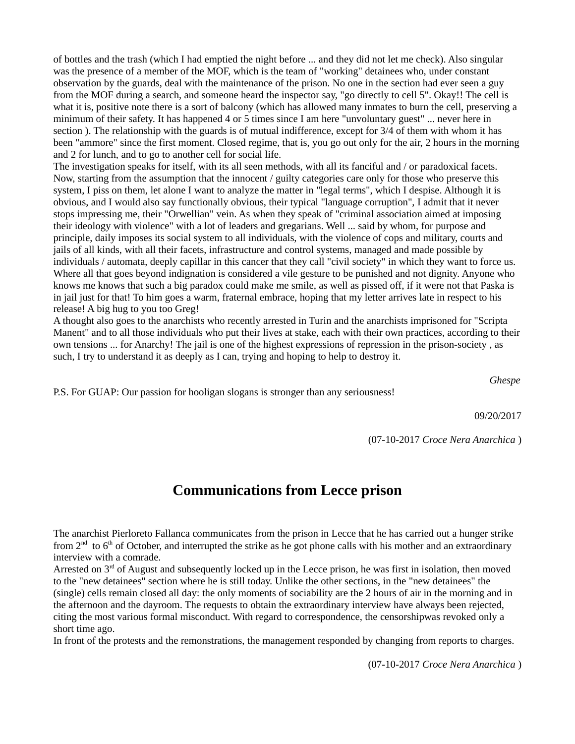of bottles and the trash (which I had emptied the night before ... and they did not let me check). Also singular was the presence of a member of the MOF, which is the team of "working" detainees who, under constant observation by the guards, deal with the maintenance of the prison. No one in the section had ever seen a guy from the MOF during a search, and someone heard the inspector say, "go directly to cell 5". Okay!! The cell is what it is, positive note there is a sort of balcony (which has allowed many inmates to burn the cell, preserving a minimum of their safety. It has happened 4 or 5 times since I am here "unvoluntary guest" ... never here in section ). The relationship with the guards is of mutual indifference, except for 3/4 of them with whom it has been "ammore" since the first moment. Closed regime, that is, you go out only for the air, 2 hours in the morning and 2 for lunch, and to go to another cell for social life.

The investigation speaks for itself, with its all seen methods, with all its fanciful and / or paradoxical facets. Now, starting from the assumption that the innocent / guilty categories care only for those who preserve this system, I piss on them, let alone I want to analyze the matter in "legal terms", which I despise. Although it is obvious, and I would also say functionally obvious, their typical "language corruption", I admit that it never stops impressing me, their "Orwellian" vein. As when they speak of "criminal association aimed at imposing their ideology with violence" with a lot of leaders and gregarians. Well ... said by whom, for purpose and principle, daily imposes its social system to all individuals, with the violence of cops and military, courts and jails of all kinds, with all their facets, infrastructure and control systems, managed and made possible by individuals / automata, deeply capillar in this cancer that they call "civil society" in which they want to force us. Where all that goes beyond indignation is considered a vile gesture to be punished and not dignity. Anyone who knows me knows that such a big paradox could make me smile, as well as pissed off, if it were not that Paska is in jail just for that! To him goes a warm, fraternal embrace, hoping that my letter arrives late in respect to his release! A big hug to you too Greg!

A thought also goes to the anarchists who recently arrested in Turin and the anarchists imprisoned for "Scripta Manent" and to all those individuals who put their lives at stake, each with their own practices, according to their own tensions ... for Anarchy! The jail is one of the highest expressions of repression in the prison-society , as such, I try to understand it as deeply as I can, trying and hoping to help to destroy it.

*Ghespe*

P.S. For GUAP: Our passion for hooligan slogans is stronger than any seriousness!

09/20/2017

(07-10-2017 *Croce Nera Anarchica* )

# Communications from Lecce prison

The anarchist Pierloreto Fallanca communicates from the prison in Lecce that he has carried out a hunger strike from 2nd to 6th of October, and interrupted the strike as he got phone calls with his mother and an extraordinary interview with a comrade.

Arrested on 3rd of August and subsequently locked up in the Lecce prison, he was first in isolation, then moved to the "new detainees" section where he is still today. Unlike the other sections, in the "new detainees" the (single) cells remain closed all day: the only moments of sociability are the 2 hours of air in the morning and in the afternoon and the dayroom. The requests to obtain the extraordinary interview have always been rejected, citing the most various formal misconduct. With regard to correspondence, the censorshipwas revoked only a short time ago.

In front of the protests and the remonstrations, the management responded by changing from reports to charges.

(07-10-2017 *Croce Nera Anarchica* )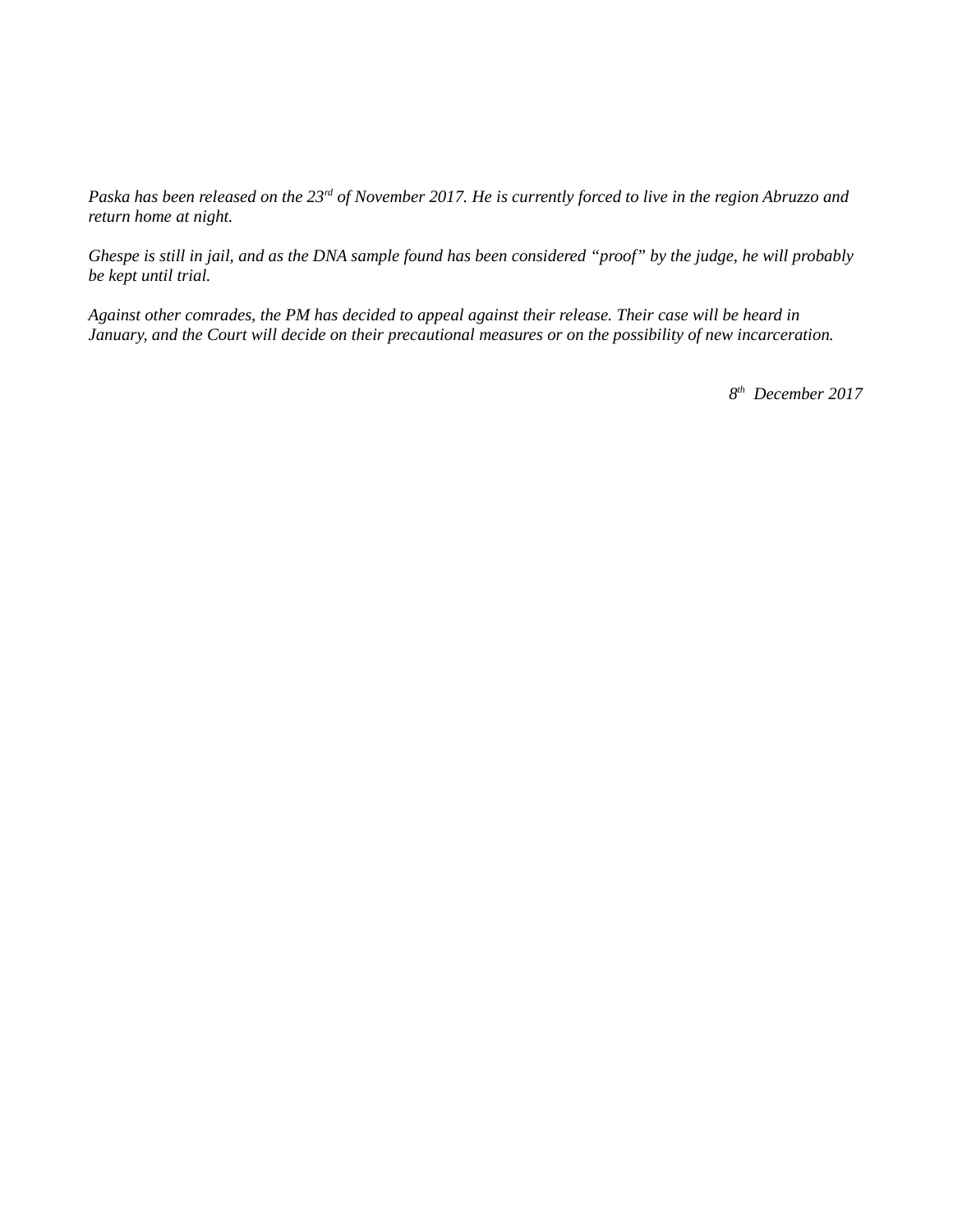*Paska has been released on the 23rd of November 2017. He is currently forced to live in the region Abruzzo and return home at night.*

*Ghespe is still in jail, and as the DNA sample found has been considered "proof" by the judge, he will probably be kept until trial.*

*Against other comrades, the PM has decided to appeal against their release. Their case will be heard in January, and the Court will decide on their precautional measures or on the possibility of new incarceration.*

*8th December 2017*